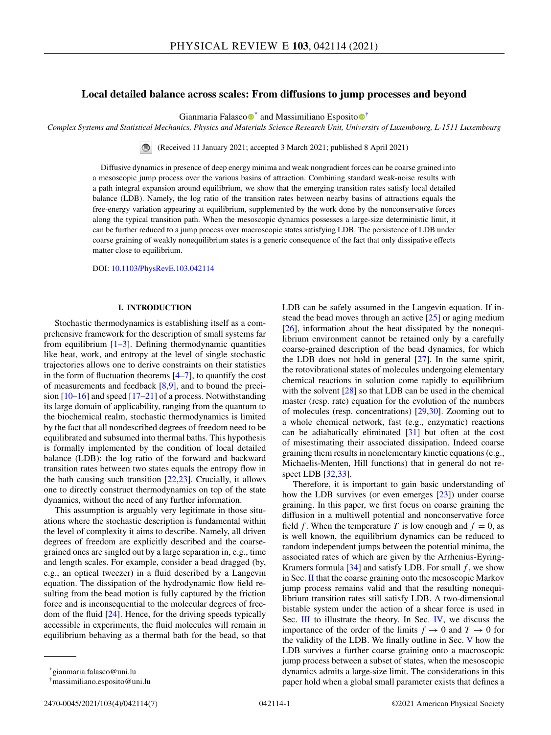# Local detailed balance across scales: From diffusions to jump processes and beyond

Gianmaria Falasco[*] and Massimiliano Esposito[†]

*Complex Systems and Statistical Mechanics, Physics and Materials Science Research Unit, University of Luxembourg, L-1511 Luxembourg*

(Received 11 January 2021; accepted 3 March 2021; published 8 April 2021)

Diffusive dynamics in presence of deep energy minima and weak nongradient forces can be coarse grained into a mesoscopic jump process over the various basins of attraction. Combining standard weak-noise results with a path integral expansion around equilibrium, we show that the emerging transition rates satisfy local detailed balance (LDB). Namely, the log ratio of the transition rates between nearby basins of attractions equals the free-energy variation appearing at equilibrium, supplemented by the work done by the nonconservative forces along the typical transition path. When the mesoscopic dynamics possesses a large-size deterministic limit, it can be further reduced to a jump process over macroscopic states satisfying LDB. The persistence of LDB under coarse graining of weakly nonequilibrium states is a generic consequence of the fact that only dissipative effects matter close to equilibrium.

DOI: 10.1103/PhysRevE.103.042114

## I. INTRODUCTION

Stochastic thermodynamics is establishing itself as a comprehensive framework for the description of small systems far from equilibrium [1–3]. Defining thermodynamic quantities like heat, work, and entropy at the level of single stochastic trajectories allows one to derive constraints on their statistics in the form of fluctuation theorems [4–7], to quantify the cost of measurements and feedback [8,9], and to bound the precision [10–16] and speed [17–21] of a process. Notwithstanding its large domain of applicability, ranging from the quantum to the biochemical realm, stochastic thermodynamics is limited by the fact that all nondescribed degrees of freedom need to be equilibrated and subsumed into thermal baths. This hypothesis is formally implemented by the condition of local detailed balance (LDB): the log ratio of the forward and backward transition rates between two states equals the entropy flow in the bath causing such transition [22,23]. Crucially, it allows one to directly construct thermodynamics on top of the state dynamics, without the need of any further information.

This assumption is arguably very legitimate in those situations where the stochastic description is fundamental within the level of complexity it aims to describe. Namely, all driven degrees of freedom are explicitly described and the coarse-grained ones are singled out by a large separation in, e.g., time and length scales. For example, consider a bead dragged (by, e.g., an optical tweezer) in a fluid described by a Langevin equation. The dissipation of the hydrodynamic flow field resulting from the bead motion is fully captured by the friction force and is inconsequential to the molecular degrees of freedom of the fluid [24]. Hence, for the driving speeds typically accessible in experiments, the fluid molecules will remain in equilibrium behaving as a thermal bath for the bead, so that LDB can be safely assumed in the Langevin equation. If instead the bead moves through an active [25] or aging medium [26], information about the heat dissipated by the nonequilibrium environment cannot be retained only by a carefully coarse-grained description of the bead dynamics, for which the LDB does not hold in general [27]. In the same spirit, the rotovibrational states of molecules undergoing elementary chemical reactions in solution come rapidly to equilibrium with the solvent [28] so that LDB can be used in the chemical master (resp. rate) equation for the evolution of the numbers of molecules (resp. concentrations) [29,30]. Zooming out to a whole chemical network, fast (e.g., enzymatic) reactions can be adiabatically eliminated [31] but often at the cost of misestimating their associated dissipation. Indeed coarse graining them results in nonelementary kinetic equations (e.g., Michaelis-Menten, Hill functions) that in general do not respect LDB [32,33].

Therefore, it is important to gain basic understanding of how the LDB survives (or even emerges [23]) under coarse graining. In this paper, we first focus on coarse graining the diffusion in a multiwell potential and nonconservative force field $f$. When the temperature $T$ is low enough and $f = 0$, as is well known, the equilibrium dynamics can be reduced to random independent jumps between the potential minima, the associated rates of which are given by the Arrhenius-Eyring-Kramers formula [34] and satisfy LDB. For small $f$, we show in Sec. II that the coarse graining onto the mesoscopic Markov jump process remains valid and that the resulting nonequilibrium transition rates still satisfy LDB. A two-dimensional bistable system under the action of a shear force is used in Sec. III to illustrate the theory. In Sec. IV, we discuss the importance of the order of the limits $f \to 0$ and $T \to 0$ for the validity of the LDB. We finally outline in Sec. V how the LDB survives a further coarse graining onto a macroscopic jump process between a subset of states, when the mesoscopic dynamics admits a large-size limit. The considerations in this paper hold when a global small parameter exists that defines a

---

[*] gianmaria.falasco@uni.lu

[†] massimiliano.esposito@uni.lu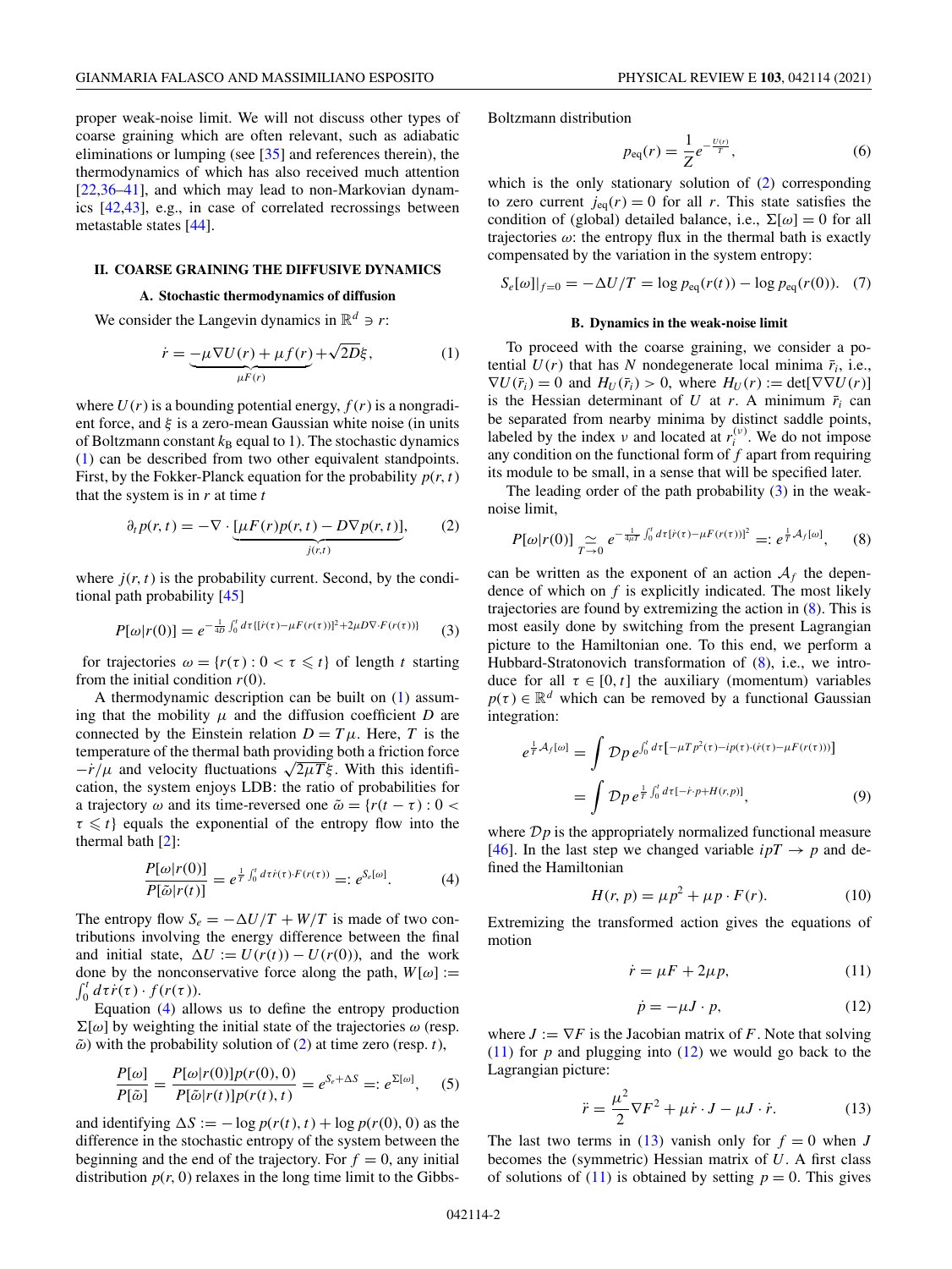proper weak-noise limit. We will not discuss other types of coarse graining which are often relevant, such as adiabatic eliminations or lumping (see [35] and references therein), the thermodynamics of which has also received much attention [22,36–41], and which may lead to non-Markovian dynamics [42,43], e.g., in case of correlated recrossings between metastable states [44].

## II. COARSE GRAINING THE DIFFUSIVE DYNAMICS

### A. Stochastic thermodynamics of diffusion

We consider the Langevin dynamics in $\mathbb{R}^d \ni r$:

$$\dot{r} = \underbrace{-\mu \nabla U(r) + \mu f(r)}_{\mu F(r)} + \sqrt{2D}\xi, \tag{1}$$

where $U(r)$ is a bounding potential energy, $f(r)$ is a nongradient force, and $\xi$ is a zero-mean Gaussian white noise (in units of Boltzmann constant $k_B$ equal to 1). The stochastic dynamics (1) can be described from two other equivalent standpoints. First, by the Fokker-Planck equation for the probability $p(r,t)$ that the system is in $r$ at time $t$

$$\partial_t p(r,t) = -\nabla \cdot \underbrace{[\mu F(r) p(r,t) - D\nabla p(r,t)]}_{j(r,t)}, \tag{2}$$

where $j(r,t)$ is the probability current. Second, by the conditional path probability [45]

$$P[\omega|r(0)] = e^{-\frac{1}{4D}\int_0^t d\tau \{[\dot{r}(\tau) - \mu F(r(\tau))]^2 + 2\mu D \nabla \cdot F(r(\tau))\}} \tag{3}$$

for trajectories $\omega = \{r(\tau) : 0 < \tau \leqslant t\}$ of length $t$ starting from the initial condition $r(0)$.

A thermodynamic description can be built on (1) assuming that the mobility $\mu$ and the diffusion coefficient $D$ are connected by the Einstein relation $D = T\mu$. Here, $T$ is the temperature of the thermal bath providing both a friction force $-\dot{r}/\mu$ and velocity fluctuations $\sqrt{2\mu T}\xi$. With this identification, the system enjoys LDB: the ratio of probabilities for a trajectory $\omega$ and its time-reversed one $\tilde{\omega} = \{r(t-\tau) : 0 < \tau \leqslant t\}$ equals the exponential of the entropy flow into the thermal bath [2]:

$$\frac{P[\omega|r(0)]}{P[\tilde{\omega}|r(t)]} = e^{\frac{1}{T}\int_0^t d\tau \dot{r}(\tau)\cdot F(r(\tau))} =: e^{S_e[\omega]}. \tag{4}$$

The entropy flow $S_e = -\Delta U/T + W/T$ is made of two contributions involving the energy difference between the final and initial state, $\Delta U := U(r(t)) - U(r(0))$, and the work done by the nonconservative force along the path, $W[\omega] := \int_0^t d\tau \dot{r}(\tau) \cdot f(r(\tau))$.

Equation (4) allows us to define the entropy production $\Sigma[\omega]$ by weighting the initial state of the trajectories $\omega$ (resp. $\tilde{\omega}$) with the probability solution of (2) at time zero (resp. $t$),

$$\frac{P[\omega]}{P[\tilde{\omega}]} = \frac{P[\omega|r(0)]p(r(0),0)}{P[\tilde{\omega}|r(t)]p(r(t),t)} = e^{S_e + \Delta S} =: e^{\Sigma[\omega]}, \tag{5}$$

and identifying $\Delta S := -\log p(r(t),t) + \log p(r(0),0)$ as the difference in the stochastic entropy of the system between the beginning and the end of the trajectory. For $f = 0$, any initial distribution $p(r,0)$ relaxes in the long time limit to the Gibbs-Boltzmann distribution

$$p_{\text{eq}}(r) = \frac{1}{Z} e^{-\frac{U(r)}{T}}, \tag{6}$$

which is the only stationary solution of (2) corresponding to zero current $j_{\text{eq}}(r) = 0$ for all $r$. This state satisfies the condition of (global) detailed balance, i.e., $\Sigma[\omega] = 0$ for all trajectories $\omega$: the entropy flux in the thermal bath is exactly compensated by the variation in the system entropy:

$$S_e[\omega]|_{f=0} = -\Delta U/T = \log p_{\text{eq}}(r(t)) - \log p_{\text{eq}}(r(0)). \tag{7}$$

### B. Dynamics in the weak-noise limit

To proceed with the coarse graining, we consider a potential $U(r)$ that has $N$ nondegenerate local minima $\bar{r}_i$, i.e., $\nabla U(\bar{r}_i) = 0$ and $H_U(\bar{r}_i) > 0$, where $H_U(r) := \det[\nabla\nabla U(r)]$ is the Hessian determinant of $U$ at $r$. A minimum $\bar{r}_i$ can be separated from nearby minima by distinct saddle points, labeled by the index $\nu$ and located at $r_i^{(\nu)}$. We do not impose any condition on the functional form of $f$ apart from requiring its module to be small, in a sense that will be specified later.

The leading order of the path probability (3) in the weak-noise limit,

$$P[\omega|r(0)] \underset{T\to 0}{\simeq} e^{-\frac{1}{4\mu T}\int_0^t d\tau [\dot{r}(\tau) - \mu F(r(\tau))]^2} =: e^{\frac{1}{T}\mathcal{A}_f[\omega]}, \tag{8}$$

can be written as the exponent of an action $\mathcal{A}_f$ the dependence of which on $f$ is explicitly indicated. The most likely trajectories are found by extremizing the action in (8). This is most easily done by switching from the present Lagrangian picture to the Hamiltonian one. To this end, we perform a Hubbard-Stratonovich transformation of (8), i.e., we introduce for all $\tau \in [0,t]$ the auxiliary (momentum) variables $p(\tau) \in \mathbb{R}^d$ which can be removed by a functional Gaussian integration:

$$\begin{aligned} e^{\frac{1}{T}\mathcal{A}_f[\omega]} &= \int \mathcal{D}p\, e^{\int_0^t d\tau [-\mu T p^2(\tau) - i p(\tau)\cdot(\dot{r}(\tau) - \mu F(r(\tau)))]} \\ &= \int \mathcal{D}p\, e^{\frac{1}{T}\int_0^t d\tau [-\dot{r}\cdot p + H(r,p)]}, \end{aligned} \tag{9}$$

where $\mathcal{D}p$ is the appropriately normalized functional measure [46]. In the last step we changed variable $ipT \to p$ and defined the Hamiltonian

$$H(r,p) = \mu p^2 + \mu p \cdot F(r). \tag{10}$$

Extremizing the transformed action gives the equations of motion

$$\dot{r} = \mu F + 2\mu p, \tag{11}$$

$$\dot{p} = -\mu J \cdot p, \tag{12}$$

where $J := \nabla F$ is the Jacobian matrix of $F$. Note that solving (11) for $p$ and plugging into (12) we would go back to the Lagrangian picture:

$$\ddot{r} = \frac{\mu^2}{2}\nabla F^2 + \mu \dot{r} \cdot J - \mu J \cdot \dot{r}. \tag{13}$$

The last two terms in (13) vanish only for $f = 0$ when $J$ becomes the (symmetric) Hessian matrix of $U$. A first class of solutions of (11) is obtained by setting $p = 0$. This gives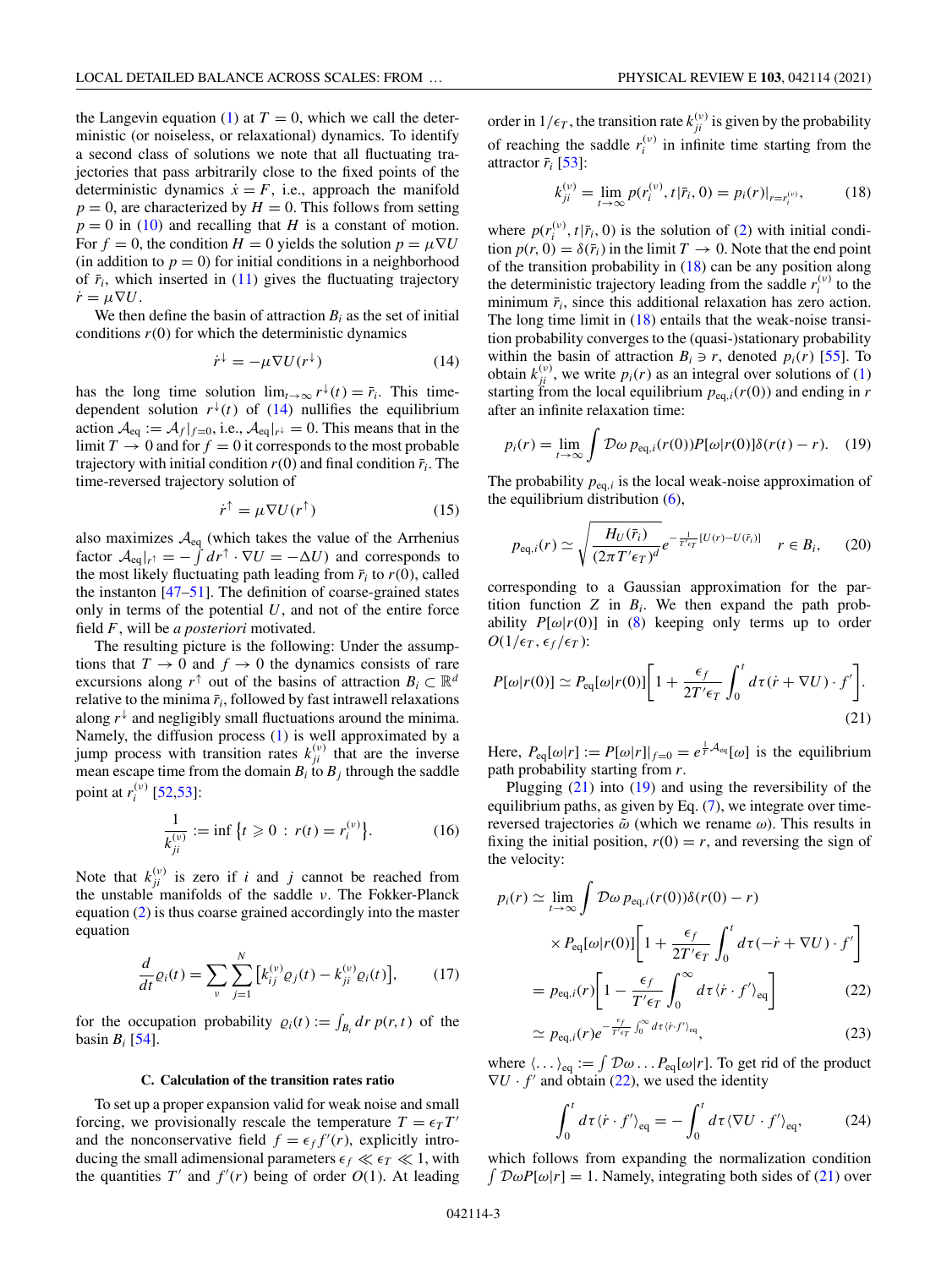the Langevin equation (1) at $T = 0$, which we call the deterministic (or noiseless, or relaxational) dynamics. To identify a second class of solutions we note that all fluctuating trajectories that pass arbitrarily close to the fixed points of the deterministic dynamics $\dot{x} = F$, i.e., approach the manifold $p = 0$, are characterized by $H = 0$. This follows from setting $p = 0$ in (10) and recalling that $H$ is a constant of motion. For $f = 0$, the condition $H = 0$ yields the solution $p = \mu \nabla U$ (in addition to $p = 0$) for initial conditions in a neighborhood of $\bar{r}_i$, which inserted in (11) gives the fluctuating trajectory $\dot{r} = \mu \nabla U$.

We then define the basin of attraction $B_i$ as the set of initial conditions $r(0)$ for which the deterministic dynamics

$$\dot{r}^{\downarrow} = -\mu \nabla U(r^{\downarrow}) \tag{14}$$

has the long time solution $\lim_{t\to\infty} r^{\downarrow}(t) = \bar{r}_i$. This time-dependent solution $r^{\downarrow}(t)$ of (14) nullifies the equilibrium action $\mathcal{A}_{\rm eq} := \mathcal{A}_f|_{f=0}$, i.e., $\mathcal{A}_{\rm eq}|_{r^{\downarrow}} = 0$. This means that in the limit $T \to 0$ and for $f = 0$ it corresponds to the most probable trajectory with initial condition $r(0)$ and final condition $\bar{r}_i$. The time-reversed trajectory solution of

$$\dot{r}^{\uparrow} = \mu \nabla U(r^{\uparrow}) \tag{15}$$

also maximizes $\mathcal{A}_{\rm eq}$ (which takes the value of the Arrhenius factor $\mathcal{A}_{\rm eq}|_{r^{\uparrow}} = -\int dr^{\uparrow} \cdot \nabla U = -\Delta U$) and corresponds to the most likely fluctuating path leading from $\bar{r}_i$ to $r(0)$, called the instanton [47–51]. The definition of coarse-grained states only in terms of the potential $U$, and not of the entire force field $F$, will be *a posteriori* motivated.

The resulting picture is the following: Under the assumptions that $T \to 0$ and $f \to 0$ the dynamics consists of rare excursions along $r^{\uparrow}$ out of the basins of attraction $B_i \subset \mathbb{R}^d$ relative to the minima $\bar{r}_i$, followed by fast intrawell relaxations along $r^{\downarrow}$ and negligibly small fluctuations around the minima. Namely, the diffusion process (1) is well approximated by a jump process with transition rates $k_{ji}^{(\nu)}$ that are the inverse mean escape time from the domain $B_i$ to $B_j$ through the saddle point at $r_i^{(\nu)}$ [52,53]:

$$\frac{1}{k_{ji}^{(\nu)}} := \inf\left\{t \geqslant 0 \,:\, r(t) = r_i^{(\nu)}\right\}. \tag{16}$$

Note that $k_{ji}^{(\nu)}$ is zero if $i$ and $j$ cannot be reached from the unstable manifolds of the saddle $\nu$. The Fokker-Planck equation (2) is thus coarse grained accordingly into the master equation

$$\frac{d}{dt}\varrho_i(t) = \sum_{\nu} \sum_{j=1}^{N} \left[k_{ij}^{(\nu)} \varrho_j(t) - k_{ji}^{(\nu)} \varrho_i(t)\right], \tag{17}$$

for the occupation probability $\varrho_i(t) := \int_{B_i} dr\, p(r,t)$ of the basin $B_i$ [54].

### C. Calculation of the transition rates ratio

To set up a proper expansion valid for weak noise and small forcing, we provisionally rescale the temperature $T = \epsilon_T T'$ and the nonconservative field $f = \epsilon_f f'(r)$, explicitly introducing the small adimensional parameters $\epsilon_f \ll \epsilon_T \ll 1$, with the quantities $T'$ and $f'(r)$ being of order $O(1)$. At leading order in $1/\epsilon_T$, the transition rate $k_{ji}^{(\nu)}$ is given by the probability of reaching the saddle $r_i^{(\nu)}$ in infinite time starting from the attractor $\bar{r}_i$ [53]:

$$k_{ji}^{(\nu)} = \lim_{t\to\infty} p(r_i^{(\nu)}, t|\bar{r}_i, 0) = p_i(r)|_{r=r_i^{(\nu)}}, \tag{18}$$

where $p(r_i^{(\nu)}, t|\bar{r}_i, 0)$ is the solution of (2) with initial condition $p(r,0) = \delta(\bar{r}_i)$ in the limit $T \to 0$. Note that the end point of the transition probability in (18) can be any position along the deterministic trajectory leading from the saddle $r_i^{(\nu)}$ to the minimum $\bar{r}_i$, since this additional relaxation has zero action. The long time limit in (18) entails that the weak-noise transition probability converges to the (quasi-)stationary probability within the basin of attraction $B_i \ni r$, denoted $p_i(r)$ [55]. To obtain $k_{ji}^{(\nu)}$, we write $p_i(r)$ as an integral over solutions of (1) starting from the local equilibrium $p_{{\rm eq},i}(r(0))$ and ending in $r$ after an infinite relaxation time:

$$p_i(r) = \lim_{t\to\infty} \int \mathcal{D}\omega\, p_{{\rm eq},i}(r(0)) P[\omega|r(0)] \delta(r(t) - r). \tag{19}$$

The probability $p_{{\rm eq},i}$ is the local weak-noise approximation of the equilibrium distribution (6),

$$p_{{\rm eq},i}(r) \simeq \sqrt{\frac{H_U(\bar{r}_i)}{(2\pi T'\epsilon_T)^d}}\, e^{-\frac{1}{T'\epsilon_T}[U(r) - U(\bar{r}_i)]} \quad r \in B_i, \tag{20}$$

corresponding to a Gaussian approximation for the partition function $Z$ in $B_i$. We then expand the path probability $P[\omega|r(0)]$ in (8) keeping only terms up to order $O(1/\epsilon_T, \epsilon_f/\epsilon_T)$:

$$P[\omega|r(0)] \simeq P_{\rm eq}[\omega|r(0)]\left[1 + \frac{\epsilon_f}{2T'\epsilon_T}\int_0^t d\tau\, (\dot{r} + \nabla U) \cdot f'\right]. \tag{21}$$

Here, $P_{\rm eq}[\omega|r] := P[\omega|r]|_{f=0} = e^{\frac{1}{T}\mathcal{A}_{\rm eq}}[\omega]$ is the equilibrium path probability starting from $r$.

Plugging (21) into (19) and using the reversibility of the equilibrium paths, as given by Eq. (7), we integrate over time-reversed trajectories $\tilde{\omega}$ (which we rename $\omega$). This results in fixing the initial position, $r(0) = r$, and reversing the sign of the velocity:

$$\begin{aligned} p_i(r) &\simeq \lim_{t\to\infty} \int \mathcal{D}\omega\, p_{{\rm eq},i}(r(0))\delta(r(0) - r) \\ &\quad \times P_{\rm eq}[\omega|r(0)]\left[1 + \frac{\epsilon_f}{2T'\epsilon_T}\int_0^t d\tau\, (-\dot{r} + \nabla U) \cdot f'\right] \\ &= p_{{\rm eq},i}(r)\left[1 - \frac{\epsilon_f}{T'\epsilon_T}\int_0^\infty d\tau\, \langle \dot{r} \cdot f' \rangle_{\rm eq}\right] \end{aligned} \tag{22}$$

$$\simeq p_{{\rm eq},i}(r) e^{-\frac{\epsilon_f}{T'\epsilon_T}\int_0^\infty d\tau \langle \dot{r} \cdot f' \rangle_{\rm eq}}, \tag{23}$$

where $\langle \ldots \rangle_{\rm eq} := \int \mathcal{D}\omega \ldots P_{\rm eq}[\omega|r]$. To get rid of the product $\nabla U \cdot f'$ and obtain (22), we used the identity

$$\int_0^t d\tau \langle \dot{r} \cdot f' \rangle_{\rm eq} = -\int_0^t d\tau \langle \nabla U \cdot f' \rangle_{\rm eq}, \tag{24}$$

which follows from expanding the normalization condition $\int \mathcal{D}\omega P[\omega|r] = 1$. Namely, integrating both sides of (21) over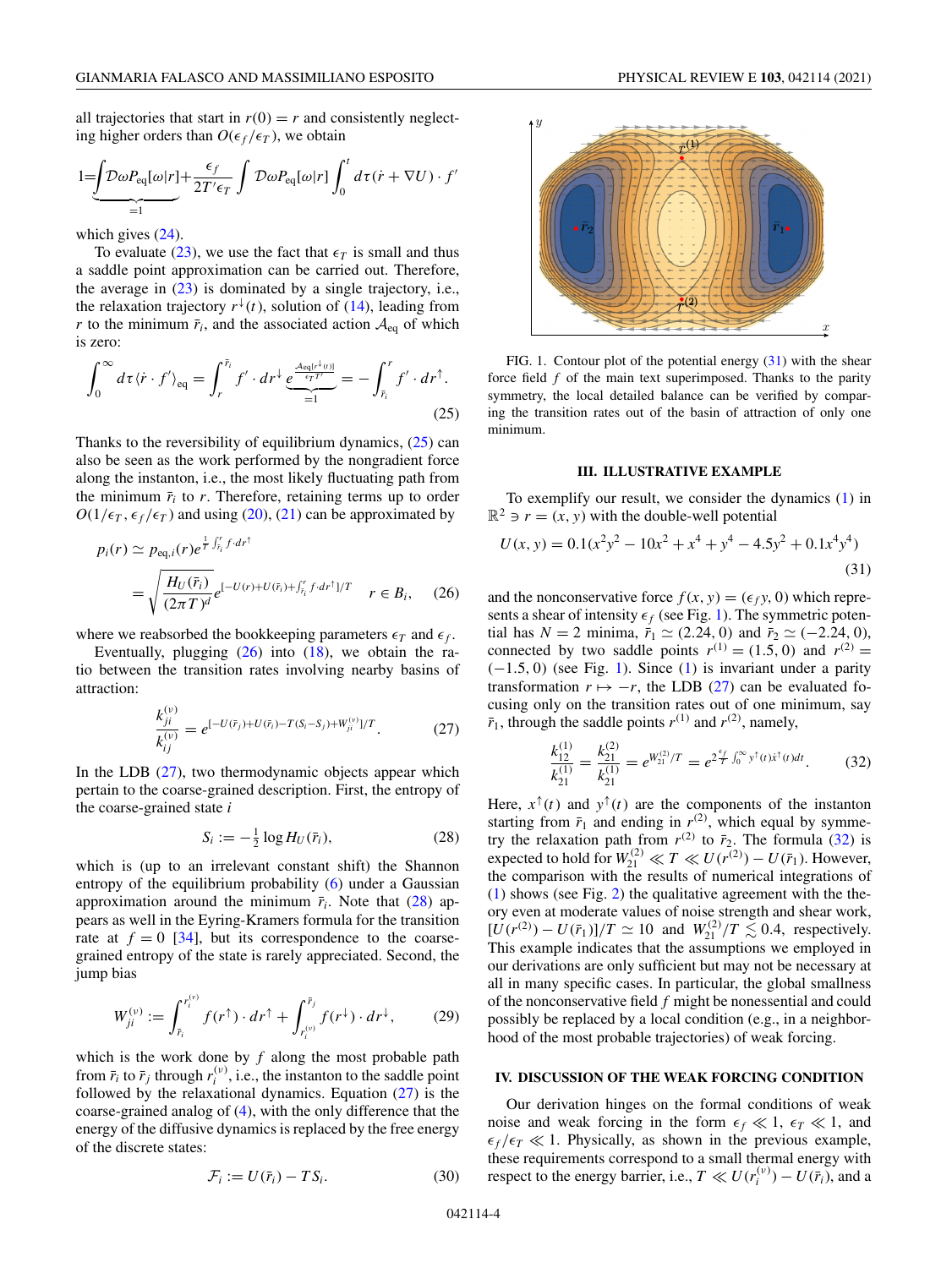all trajectories that start in $r(0) = r$ and consistently neglecting higher orders than $O(\epsilon_f/\epsilon_T)$, we obtain

$$1 = \underbrace{\int \mathcal{D}\omega P_{\rm eq}[\omega|r]}_{=1} + \frac{\epsilon_f}{2T'\epsilon_T} \int \mathcal{D}\omega P_{\rm eq}[\omega|r] \int_0^t d\tau (\dot{r} + \nabla U) \cdot f'$$

which gives (24).

To evaluate (23), we use the fact that $\epsilon_T$ is small and thus a saddle point approximation can be carried out. Therefore, the average in (23) is dominated by a single trajectory, i.e., the relaxation trajectory $r^{\downarrow}(t)$, solution of (14), leading from $r$ to the minimum $\bar{r}_i$, and the associated action $\mathcal{A}_{\rm eq}$ of which is zero:

$$\int_0^\infty d\tau \langle \dot{r} \cdot f' \rangle_{\rm eq} = \int_r^{\bar{r}_i} f' \cdot dr^{\downarrow} \underbrace{e^{-\frac{\mathcal{A}_{\rm eq}[r^{\downarrow}(t)]}{\epsilon_T T'}}}_{=1} = -\int_{\bar{r}_i}^r f' \cdot dr^{\uparrow}. \tag{25}$$

Thanks to the reversibility of equilibrium dynamics, (25) can also be seen as the work performed by the nongradient force along the instanton, i.e., the most likely fluctuating path from the minimum $\bar{r}_i$ to $r$. Therefore, retaining terms up to order $O(1/\epsilon_T, \epsilon_f/\epsilon_T)$ and using (20), (21) can be approximated by

$$\begin{aligned} p_i(r) &\simeq p_{{\rm eq},i}(r) e^{\frac{1}{T}\int_{\bar{r}_i}^r f \cdot dr^{\uparrow}} \\ &= \sqrt{\frac{H_U(\bar{r}_i)}{(2\pi T)^d}} e^{[-U(r)+U(\bar{r}_i)+\int_{\bar{r}_i}^r f \cdot dr^{\uparrow}]/T} \quad r \in B_i, \end{aligned} \tag{26}$$

where we reabsorbed the bookkeeping parameters $\epsilon_T$ and $\epsilon_f$.

Eventually, plugging (26) into (18), we obtain the ratio between the transition rates involving nearby basins of attraction:

$$\frac{k_{ji}^{(\nu)}}{k_{ij}^{(\nu)}} = e^{[-U(\bar{r}_j)+U(\bar{r}_i)-T(S_i-S_j)+W_{ji}^{(\nu)}]/T}. \tag{27}$$

In the LDB (27), two thermodynamic objects appear which pertain to the coarse-grained description. First, the entropy of the coarse-grained state $i$

$$S_i := -\tfrac{1}{2} \log H_U(\bar{r}_i), \tag{28}$$

which is (up to an irrelevant constant shift) the Shannon entropy of the equilibrium probability (6) under a Gaussian approximation around the minimum $\bar{r}_i$. Note that (28) appears as well in the Eyring-Kramers formula for the transition rate at $f = 0$ [34], but its correspondence to the coarse-grained entropy of the state is rarely appreciated. Second, the jump bias

$$W_{ji}^{(\nu)} := \int_{\bar{r}_i}^{r_i^{(\nu)}} f(r^{\uparrow}) \cdot dr^{\uparrow} + \int_{r_i^{(\nu)}}^{\bar{r}_j} f(r^{\downarrow}) \cdot dr^{\downarrow}, \tag{29}$$

which is the work done by $f$ along the most probable path from $\bar{r}_i$ to $\bar{r}_j$ through $r_i^{(\nu)}$, i.e., the instanton to the saddle point followed by the relaxational dynamics. Equation (27) is the coarse-grained analog of (4), with the only difference that the energy of the diffusive dynamics is replaced by the free energy of the discrete states:

$$\mathcal{F}_i := U(\bar{r}_i) - TS_i. \tag{30}$$

FIG. 1. Contour plot of the potential energy (31) with the shear force field $f$ of the main text superimposed. Thanks to the parity symmetry, the local detailed balance can be verified by comparing the transition rates out of the basin of attraction of only one minimum.

## III. ILLUSTRATIVE EXAMPLE

To exemplify our result, we consider the dynamics (1) in $\mathbb{R}^2 \ni r = (x, y)$ with the double-well potential

$$U(x, y) = 0.1(x^2y^2 - 10x^2 + x^4 + y^4 - 4.5y^2 + 0.1x^4y^4) \tag{31}$$

and the nonconservative force $f(x, y) = (\epsilon_f y, 0)$ which represents a shear of intensity $\epsilon_f$ (see Fig. 1). The symmetric potential has $N = 2$ minima, $\bar{r}_1 \simeq (2.24, 0)$ and $\bar{r}_2 \simeq (-2.24, 0)$, connected by two saddle points $r^{(1)} = (1.5, 0)$ and $r^{(2)} = (-1.5, 0)$ (see Fig. 1). Since (1) is invariant under a parity transformation $r \mapsto -r$, the LDB (27) can be evaluated focusing only on the transition rates out of one minimum, say $\bar{r}_1$, through the saddle points $r^{(1)}$ and $r^{(2)}$, namely,

$$\frac{k_{12}^{(1)}}{k_{21}^{(1)}} = \frac{k_{21}^{(2)}}{k_{21}^{(1)}} = e^{W_{21}^{(2)}/T} = e^{2\frac{\epsilon_f}{T}\int_0^\infty y^{\uparrow}(t)\dot{x}^{\uparrow}(t)dt}. \tag{32}$$

Here, $x^{\uparrow}(t)$ and $y^{\uparrow}(t)$ are the components of the instanton starting from $\bar{r}_1$ and ending in $r^{(2)}$, which equal by symmetry the relaxation path from $r^{(2)}$ to $\bar{r}_2$. The formula (32) is expected to hold for $W_{21}^{(2)} \ll T \ll U(r^{(2)}) - U(\bar{r}_1)$. However, the comparison with the results of numerical integrations of (1) shows (see Fig. 2) the qualitative agreement with the theory even at moderate values of noise strength and shear work, $[U(r^{(2)}) - U(\bar{r}_1)]/T \simeq 10$ and $W_{21}^{(2)}/T \lesssim 0.4$, respectively. This example indicates that the assumptions we employed in our derivations are only sufficient but may not be necessary at all in many specific cases. In particular, the global smallness of the nonconservative field $f$ might be nonessential and could possibly be replaced by a local condition (e.g., in a neighborhood of the most probable trajectories) of weak forcing.

## IV. DISCUSSION OF THE WEAK FORCING CONDITION

Our derivation hinges on the formal conditions of weak noise and weak forcing in the form $\epsilon_f \ll 1$, $\epsilon_T \ll 1$, and $\epsilon_f/\epsilon_T \ll 1$. Physically, as shown in the previous example, these requirements correspond to a small thermal energy with respect to the energy barrier, i.e., $T \ll U(r_i^{(\nu)}) - U(\bar{r}_i)$, and a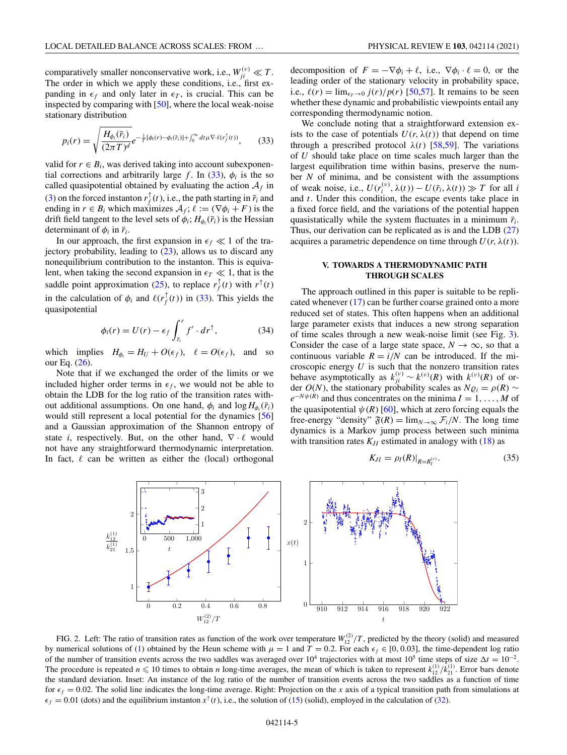comparatively smaller nonconservative work, i.e., $W_{ji}^{(\nu)} \ll T$. The order in which we apply these conditions, i.e., first expanding in $\epsilon_f$ and only later in $\epsilon_T$, is crucial. This can be inspected by comparing with [50], where the local weak-noise stationary distribution

$$p_i(r) = \sqrt{\frac{H_{\phi_i}(\bar{r}_i)}{(2\pi T)^d}} e^{-\frac{1}{T}[\phi_i(r)-\phi_i(\bar{r}_i)]+\int_0^\infty dt \mu \nabla \cdot \ell(r_f^\uparrow(t))}, \qquad (33)$$

valid for $r \in B_i$, was derived taking into account subexponential corrections and arbitrarily large $f$. In (33), $\phi_i$ is the so called quasipotential obtained by evaluating the action $\mathcal{A}_f$ in (3) on the forced instanton $r_f^\uparrow(t)$, i.e., the path starting in $\bar{r}_i$ and ending in $r \in B_i$ which maximizes $\mathcal{A}_f$; $\ell := (\nabla \phi_i + F)$ is the drift field tangent to the level sets of $\phi_i$; $H_{\phi_i}(\bar{r}_i)$ is the Hessian determinant of $\phi_i$ in $\bar{r}_i$.

In our approach, the first expansion in $\epsilon_f \ll 1$ of the trajectory probability, leading to (23), allows us to discard any nonequilibrium contribution to the instanton. This is equivalent, when taking the second expansion in $\epsilon_T \ll 1$, with the saddle point approximation (25), to replace $r_f^\uparrow(t)$ with $r^\uparrow(t)$ in the calculation of $\phi_i$ and $\ell(r_f^\uparrow(t))$ in (33). This yields the quasipotential

$$\phi_i(r) = U(r) - \epsilon_f \int_{\bar{r}_i}^{r} f' \cdot dr^\uparrow, \qquad (34)$$

which implies $H_{\phi_i} = H_U + O(\epsilon_f)$, $\ell = O(\epsilon_f)$, and so our Eq. (26).

Note that if we exchanged the order of the limits or we included higher order terms in $\epsilon_f$, we would not be able to obtain the LDB for the log ratio of the transition rates without additional assumptions. On one hand, $\phi_i$ and $\log H_{\phi_i}(\bar{r}_i)$ would still represent a local potential for the dynamics [56] and a Gaussian approximation of the Shannon entropy of state $i$, respectively. But, on the other hand, $\nabla \cdot \ell$ would not have any straightforward thermodynamic interpretation. In fact, $\ell$ can be written as either the (local) orthogonal decomposition of $F = -\nabla \phi_i + \ell$, i.e., $\nabla \phi_i \cdot \ell = 0$, or the leading order of the stationary velocity in probability space, i.e., $\ell(r) = \lim_{\epsilon_T \to 0} j(r)/p(r)$ [50,57]. It remains to be seen whether these dynamic and probabilistic viewpoints entail any corresponding thermodynamic notion.

We conclude noting that a straightforward extension exists to the case of potentials $U(r, \lambda(t))$ that depend on time through a prescribed protocol $\lambda(t)$ [58,59]. The variations of $U$ should take place on time scales much larger than the largest equilibration time within basins, preserve the number $N$ of minima, and be consistent with the assumptions of weak noise, i.e., $U(r_i^{(\nu)}, \lambda(t)) - U(\bar{r}_i, \lambda(t)) \gg T$ for all $i$ and $t$. Under this condition, the escape events take place in a fixed force field, and the variations of the potential happen quasistatically while the system fluctuates in a minimum $\bar{r}_i$. Thus, our derivation can be replicated as is and the LDB (27) acquires a parametric dependence on time through $U(r, \lambda(t))$.

## V. TOWARDS A THERMODYNAMIC PATH THROUGH SCALES

The approach outlined in this paper is suitable to be replicated whenever (17) can be further coarse grained onto a more reduced set of states. This often happens when an additional large parameter exists that induces a new strong separation of time scales through a new weak-noise limit (see Fig. 3). Consider the case of a large state space, $N \to \infty$, so that a continuous variable $R = i/N$ can be introduced. If the microscopic energy $U$ is such that the nonzero transition rates behave asymptotically as $k_{ji}^{(\nu)} \sim k^{(\nu)}(R)$ with $k^{(\nu)}(R)$ of order $O(N)$, the stationary probability scales as $N\varrho_i = \rho(R) \sim e^{-N\psi(R)}$ and thus concentrates on the minima $I = 1, \ldots, M$ of the quasipotential $\psi(R)$ [60], which at zero forcing equals the free-energy "density" $\mathfrak{F}(R) = \lim_{N\to\infty} \mathcal{F}_i/N$. The long time dynamics is a Markov jump process between such minima with transition rates $K_{JI}$ estimated in analogy with (18) as

$$K_{JI} = \rho_I(R)|_{R=R_I^{(\nu)}}. \qquad (35)$$

FIG. 2. Left: The ratio of transition rates as function of the work over temperature $W_{12}^{(2)}/T$, predicted by the theory (solid) and measured by numerical solutions of (1) obtained by the Heun scheme with $\mu = 1$ and $T = 0.2$. For each $\epsilon_f \in [0, 0.03]$, the time-dependent log ratio of the number of transition events across the two saddles was averaged over $10^4$ trajectories with at most $10^5$ time steps of size $\Delta t = 10^{-2}$. The procedure is repeated $n \leqslant 10$ times to obtain $n$ long-time averages, the mean of which is taken to represent $k_{12}^{(1)}/k_{21}^{(1)}$. Error bars denote the standard deviation. Inset: An instance of the log ratio of the number of transition events across the two saddles as a function of time for $\epsilon_f = 0.02$. The solid line indicates the long-time average. Right: Projection on the $x$ axis of a typical transition path from simulations at $\epsilon_f = 0.01$ (dots) and the equilibrium instanton $x^\uparrow(t)$, i.e., the solution of (15) (solid), employed in the calculation of (32).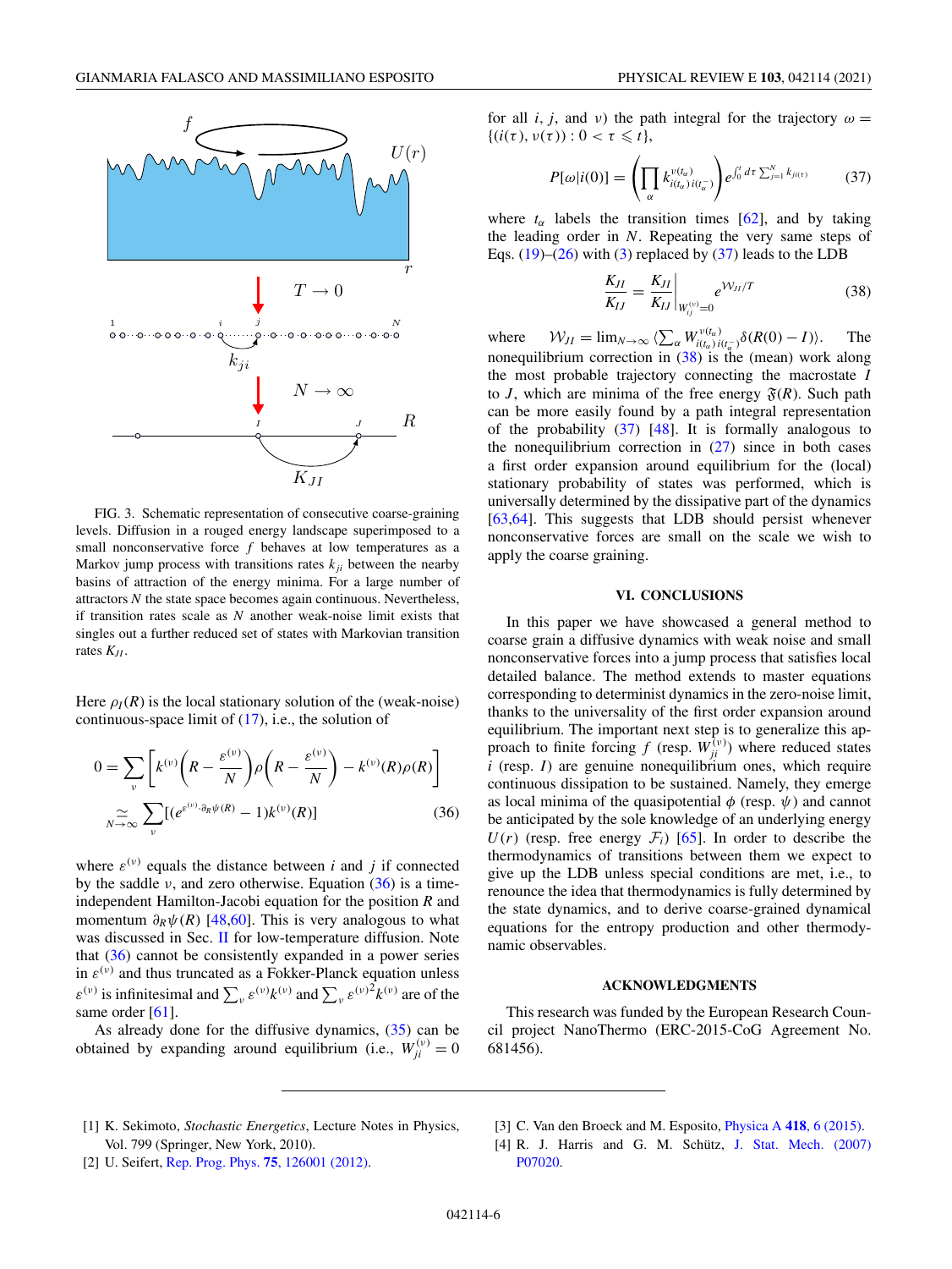FIG. 3. Schematic representation of consecutive coarse-graining levels. Diffusion in a rouged energy landscape superimposed to a small nonconservative force $f$ behaves at low temperatures as a Markov jump process with transitions rates $k_{ji}$ between the nearby basins of attraction of the energy minima. For a large number of attractors $N$ the state space becomes again continuous. Nevertheless, if transition rates scale as $N$ another weak-noise limit exists that singles out a further reduced set of states with Markovian transition rates $K_{JI}$.

Here $\rho_I(R)$ is the local stationary solution of the (weak-noise) continuous-space limit of (17), i.e., the solution of

$$0 = \sum_\nu \left[ k^{(\nu)}\left(R - \frac{\varepsilon^{(\nu)}}{N}\right)\rho\left(R - \frac{\varepsilon^{(\nu)}}{N}\right) - k^{(\nu)}(R)\rho(R) \right]$$
$$\underset{N\to\infty}{\simeq} \sum_\nu [(e^{\varepsilon^{(\nu)}\cdot\partial_R\psi(R)} - 1)k^{(\nu)}(R)] \tag{36}$$

where $\varepsilon^{(\nu)}$ equals the distance between $i$ and $j$ if connected by the saddle $\nu$, and zero otherwise. Equation (36) is a time-independent Hamilton-Jacobi equation for the position $R$ and momentum $\partial_R\psi(R)$ [48,60]. This is very analogous to what was discussed in Sec. II for low-temperature diffusion. Note that (36) cannot be consistently expanded in a power series in $\varepsilon^{(\nu)}$ and thus truncated as a Fokker-Planck equation unless $\varepsilon^{(\nu)}$ is infinitesimal and $\sum_\nu \varepsilon^{(\nu)}k^{(\nu)}$ and $\sum_\nu {\varepsilon^{(\nu)}}^2 k^{(\nu)}$ are of the same order [61].

As already done for the diffusive dynamics, (35) can be obtained by expanding around equilibrium (i.e., $W_{ji}^{(\nu)} = 0$ for all $i$, $j$, and $\nu$) the path integral for the trajectory $\omega = \{(i(\tau), \nu(\tau)) : 0 < \tau \leqslant t\}$,

$$P[\omega|i(0)] = \left(\prod_\alpha k_{i(t_\alpha)i(t_\alpha^-)}^{\nu(t_\alpha)}\right) e^{\int_0^t d\tau \sum_{j=1}^N k_{ji(\tau)}} \tag{37}$$

where $t_\alpha$ labels the transition times [62], and by taking the leading order in $N$. Repeating the very same steps of Eqs. (19)–(26) with (3) replaced by (37) leads to the LDB

$$\frac{K_{JI}}{K_{IJ}} = \left.\frac{K_{JI}}{K_{IJ}}\right|_{W_{ij}^{(\nu)}=0} e^{\mathcal{W}_{JI}/T} \tag{38}$$

where $\mathcal{W}_{JI} = \lim_{N\to\infty}\langle \sum_\alpha W_{i(t_\alpha)i(t_\alpha^-)}^{\nu(t_\alpha)} \delta(R(0) - I)\rangle$. The nonequilibrium correction in (38) is the (mean) work along the most probable trajectory connecting the macrostate $I$ to $J$, which are minima of the free energy $\mathfrak{F}(R)$. Such path can be more easily found by a path integral representation of the probability (37) [48]. It is formally analogous to the nonequilibrium correction in (27) since in both cases a first order expansion around equilibrium for the (local) stationary probability of states was performed, which is universally determined by the dissipative part of the dynamics [63,64]. This suggests that LDB should persist whenever nonconservative forces are small on the scale we wish to apply the coarse graining.

## VI. CONCLUSIONS

In this paper we have showcased a general method to coarse grain a diffusive dynamics with weak noise and small nonconservative forces into a jump process that satisfies local detailed balance. The method extends to master equations corresponding to determinist dynamics in the zero-noise limit, thanks to the universality of the first order expansion around equilibrium. The important next step is to generalize this approach to finite forcing $f$ (resp. $W_{ji}^{(\nu)}$) where reduced states $i$ (resp. $I$) are genuine nonequilibrium ones, which require continuous dissipation to be sustained. Namely, they emerge as local minima of the quasipotential $\phi$ (resp. $\psi$) and cannot be anticipated by the sole knowledge of an underlying energy $U(r)$ (resp. free energy $\mathcal{F}_i$) [65]. In order to describe the thermodynamics of transitions between them we expect to give up the LDB unless special conditions are met, i.e., to renounce the idea that thermodynamics is fully determined by the state dynamics, and to derive coarse-grained dynamical equations for the entropy production and other thermodynamic observables.

## ACKNOWLEDGMENTS

This research was funded by the European Research Council project NanoThermo (ERC-2015-CoG Agreement No. 681456).

---

[1] K. Sekimoto, *Stochastic Energetics*, Lecture Notes in Physics, Vol. 799 (Springer, New York, 2010).

[2] U. Seifert, Rep. Prog. Phys. **75**, 126001 (2012).

[3] C. Van den Broeck and M. Esposito, Physica A **418**, 6 (2015).

[4] R. J. Harris and G. M. Schütz, J. Stat. Mech. (2007) P07020.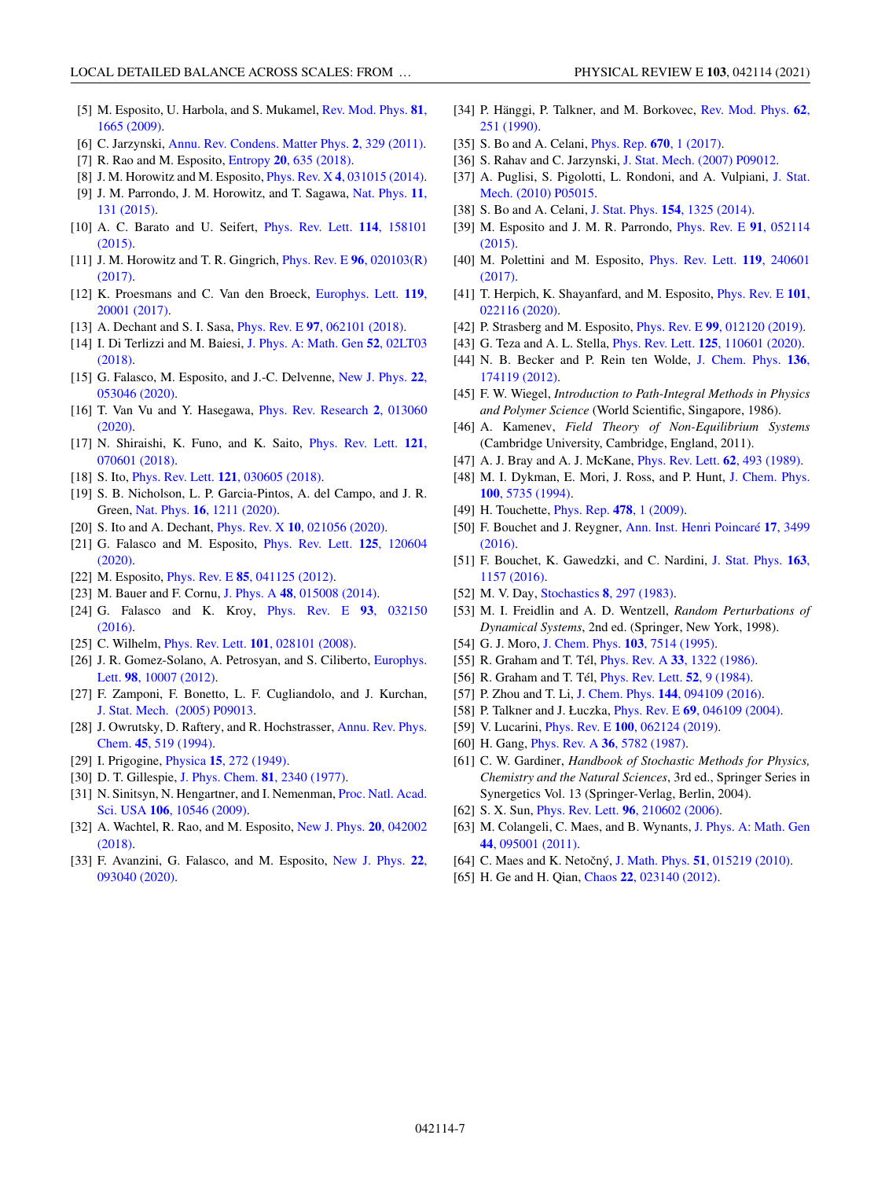[5] M. Esposito, U. Harbola, and S. Mukamel, Rev. Mod. Phys. **81**, 1665 (2009).

[6] C. Jarzynski, Annu. Rev. Condens. Matter Phys. **2**, 329 (2011).

[7] R. Rao and M. Esposito, Entropy **20**, 635 (2018).

[8] J. M. Horowitz and M. Esposito, Phys. Rev. X **4**, 031015 (2014).

[9] J. M. Parrondo, J. M. Horowitz, and T. Sagawa, Nat. Phys. **11**, 131 (2015).

[10] A. C. Barato and U. Seifert, Phys. Rev. Lett. **114**, 158101 (2015).

[11] J. M. Horowitz and T. R. Gingrich, Phys. Rev. E **96**, 020103(R) (2017).

[12] K. Proesmans and C. Van den Broeck, Europhys. Lett. **119**, 20001 (2017).

[13] A. Dechant and S. I. Sasa, Phys. Rev. E **97**, 062101 (2018).

[14] I. Di Terlizzi and M. Baiesi, J. Phys. A: Math. Gen **52**, 02LT03 (2018).

[15] G. Falasco, M. Esposito, and J.-C. Delvenne, New J. Phys. **22**, 053046 (2020).

[16] T. Van Vu and Y. Hasegawa, Phys. Rev. Research **2**, 013060 (2020).

[17] N. Shiraishi, K. Funo, and K. Saito, Phys. Rev. Lett. **121**, 070601 (2018).

[18] S. Ito, Phys. Rev. Lett. **121**, 030605 (2018).

[19] S. B. Nicholson, L. P. Garcia-Pintos, A. del Campo, and J. R. Green, Nat. Phys. **16**, 1211 (2020).

[20] S. Ito and A. Dechant, Phys. Rev. X **10**, 021056 (2020).

[21] G. Falasco and M. Esposito, Phys. Rev. Lett. **125**, 120604 (2020).

[22] M. Esposito, Phys. Rev. E **85**, 041125 (2012).

[23] M. Bauer and F. Cornu, J. Phys. A **48**, 015008 (2014).

[24] G. Falasco and K. Kroy, Phys. Rev. E **93**, 032150 (2016).

[25] C. Wilhelm, Phys. Rev. Lett. **101**, 028101 (2008).

[26] J. R. Gomez-Solano, A. Petrosyan, and S. Ciliberto, Europhys. Lett. **98**, 10007 (2012).

[27] F. Zamponi, F. Bonetto, L. F. Cugliandolo, and J. Kurchan, J. Stat. Mech. (2005) P09013.

[28] J. Owrutsky, D. Raftery, and R. Hochstrasser, Annu. Rev. Phys. Chem. **45**, 519 (1994).

[29] I. Prigogine, Physica **15**, 272 (1949).

[30] D. T. Gillespie, J. Phys. Chem. **81**, 2340 (1977).

[31] N. Sinitsyn, N. Hengartner, and I. Nemenman, Proc. Natl. Acad. Sci. USA **106**, 10546 (2009).

[32] A. Wachtel, R. Rao, and M. Esposito, New J. Phys. **20**, 042002 (2018).

[33] F. Avanzini, G. Falasco, and M. Esposito, New J. Phys. **22**, 093040 (2020).

[34] P. Hänggi, P. Talkner, and M. Borkovec, Rev. Mod. Phys. **62**, 251 (1990).

[35] S. Bo and A. Celani, Phys. Rep. **670**, 1 (2017).

[36] S. Rahav and C. Jarzynski, J. Stat. Mech. (2007) P09012.

[37] A. Puglisi, S. Pigolotti, L. Rondoni, and A. Vulpiani, J. Stat. Mech. (2010) P05015.

[38] S. Bo and A. Celani, J. Stat. Phys. **154**, 1325 (2014).

[39] M. Esposito and J. M. R. Parrondo, Phys. Rev. E **91**, 052114 (2015).

[40] M. Polettini and M. Esposito, Phys. Rev. Lett. **119**, 240601 (2017).

[41] T. Herpich, K. Shayanfard, and M. Esposito, Phys. Rev. E **101**, 022116 (2020).

[42] P. Strasberg and M. Esposito, Phys. Rev. E **99**, 012120 (2019).

[43] G. Teza and A. L. Stella, Phys. Rev. Lett. **125**, 110601 (2020).

[44] N. B. Becker and P. Rein ten Wolde, J. Chem. Phys. **136**, 174119 (2012).

[45] F. W. Wiegel, *Introduction to Path-Integral Methods in Physics and Polymer Science* (World Scientific, Singapore, 1986).

[46] A. Kamenev, *Field Theory of Non-Equilibrium Systems* (Cambridge University, Cambridge, England, 2011).

[47] A. J. Bray and A. J. McKane, Phys. Rev. Lett. **62**, 493 (1989).

[48] M. I. Dykman, E. Mori, J. Ross, and P. Hunt, J. Chem. Phys. **100**, 5735 (1994).

[49] H. Touchette, Phys. Rep. **478**, 1 (2009).

[50] F. Bouchet and J. Reygner, Ann. Inst. Henri Poincaré **17**, 3499 (2016).

[51] F. Bouchet, K. Gawedzki, and C. Nardini, J. Stat. Phys. **163**, 1157 (2016).

[52] M. V. Day, Stochastics **8**, 297 (1983).

[53] M. I. Freidlin and A. D. Wentzell, *Random Perturbations of Dynamical Systems*, 2nd ed. (Springer, New York, 1998).

[54] G. J. Moro, J. Chem. Phys. **103**, 7514 (1995).

[55] R. Graham and T. Tél, Phys. Rev. A **33**, 1322 (1986).

[56] R. Graham and T. Tél, Phys. Rev. Lett. **52**, 9 (1984).

[57] P. Zhou and T. Li, J. Chem. Phys. **144**, 094109 (2016).

[58] P. Talkner and J. Łuczka, Phys. Rev. E **69**, 046109 (2004).

[59] V. Lucarini, Phys. Rev. E **100**, 062124 (2019).

[60] H. Gang, Phys. Rev. A **36**, 5782 (1987).

[61] C. W. Gardiner, *Handbook of Stochastic Methods for Physics, Chemistry and the Natural Sciences*, 3rd ed., Springer Series in Synergetics Vol. 13 (Springer-Verlag, Berlin, 2004).

[62] S. X. Sun, Phys. Rev. Lett. **96**, 210602 (2006).

[63] M. Colangeli, C. Maes, and B. Wynants, J. Phys. A: Math. Gen **44**, 095001 (2011).

[64] C. Maes and K. Netočný, J. Math. Phys. **51**, 015219 (2010).

[65] H. Ge and H. Qian, Chaos **22**, 023140 (2012).